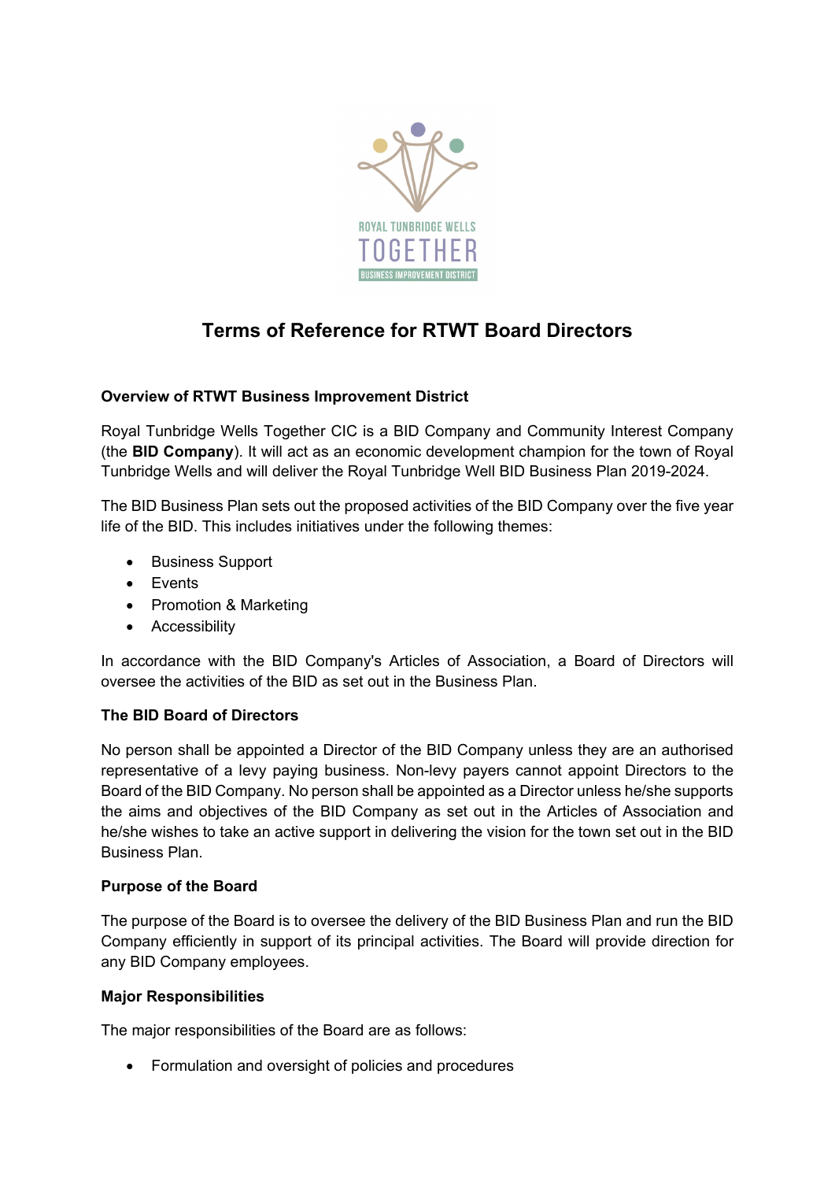# Terms of Reference for RTWT Board Directors

**Overview of RTWT Business Improvement District**

Royal Tunbridge Wells Together CIC is a BID Company and Community Interest Company (the **BID Company**). It will act as an economic development champion for the town of Royal Tunbridge Wells and will deliver the Royal Tunbridge Well BID Business Plan 2019-2024.

The BID Business Plan sets out the proposed activities of the BID Company over the five year life of the BID. This includes initiatives under the following themes:

- Business Support
- Events
- Promotion & Marketing
- Accessibility

In accordance with the BID Company's Articles of Association, a Board of Directors will oversee the activities of the BID as set out in the Business Plan.

**The BID Board of Directors**

No person shall be appointed a Director of the BID Company unless they are an authorised representative of a levy paying business. Non-levy payers cannot appoint Directors to the Board of the BID Company. No person shall be appointed as a Director unless he/she supports the aims and objectives of the BID Company as set out in the Articles of Association and he/she wishes to take an active support in delivering the vision for the town set out in the BID Business Plan.

**Purpose of the Board**

The purpose of the Board is to oversee the delivery of the BID Business Plan and run the BID Company efficiently in support of its principal activities. The Board will provide direction for any BID Company employees.

**Major Responsibilities**

The major responsibilities of the Board are as follows:

- Formulation and oversight of policies and procedures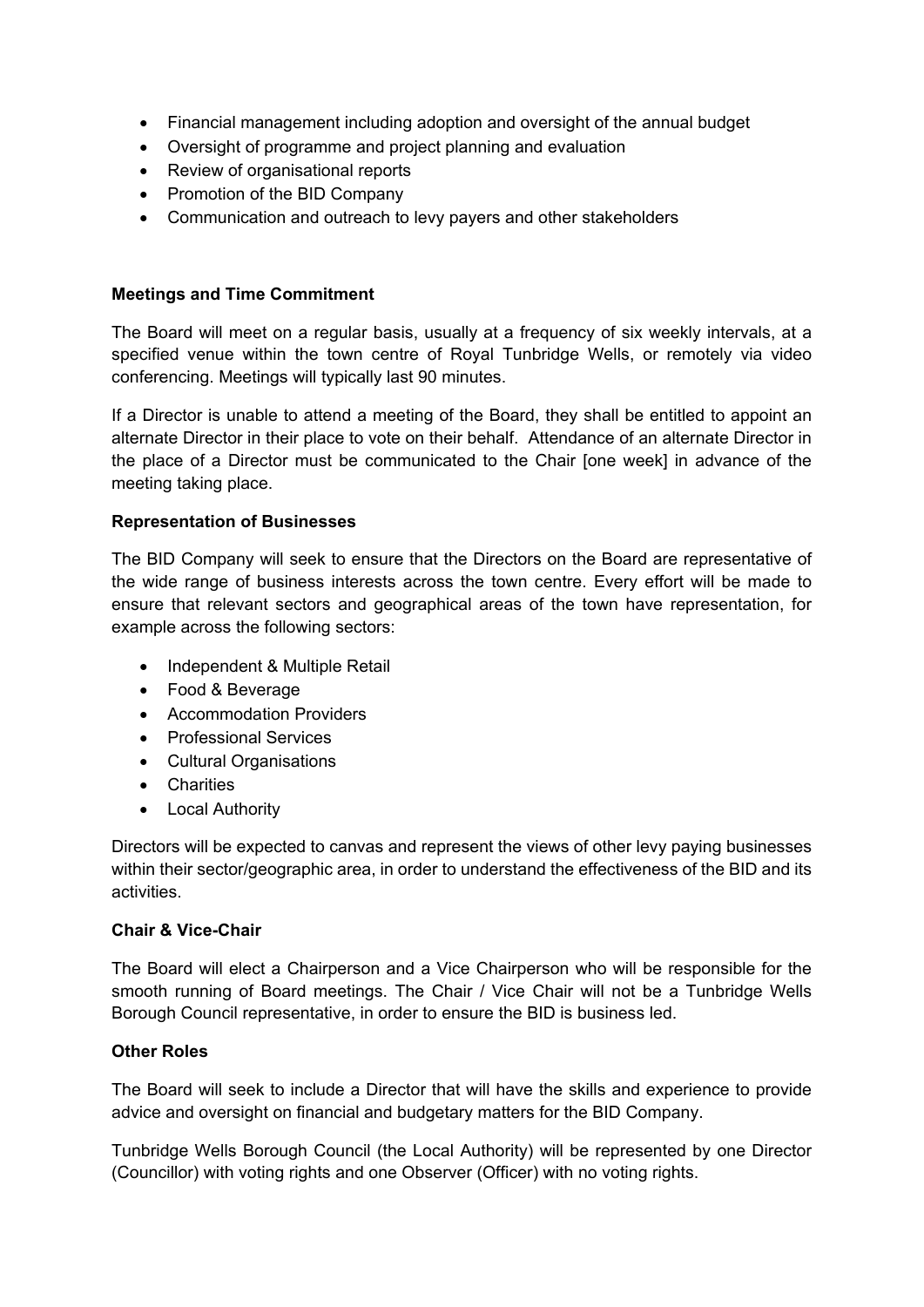- Financial management including adoption and oversight of the annual budget
- Oversight of programme and project planning and evaluation
- Review of organisational reports
- Promotion of the BID Company
- Communication and outreach to levy payers and other stakeholders

**Meetings and Time Commitment**

The Board will meet on a regular basis, usually at a frequency of six weekly intervals, at a specified venue within the town centre of Royal Tunbridge Wells, or remotely via video conferencing. Meetings will typically last 90 minutes.

If a Director is unable to attend a meeting of the Board, they shall be entitled to appoint an alternate Director in their place to vote on their behalf. Attendance of an alternate Director in the place of a Director must be communicated to the Chair [one week] in advance of the meeting taking place.

**Representation of Businesses**

The BID Company will seek to ensure that the Directors on the Board are representative of the wide range of business interests across the town centre. Every effort will be made to ensure that relevant sectors and geographical areas of the town have representation, for example across the following sectors:

- Independent & Multiple Retail
- Food & Beverage
- Accommodation Providers
- Professional Services
- Cultural Organisations
- Charities
- Local Authority

Directors will be expected to canvas and represent the views of other levy paying businesses within their sector/geographic area, in order to understand the effectiveness of the BID and its activities.

**Chair & Vice-Chair**

The Board will elect a Chairperson and a Vice Chairperson who will be responsible for the smooth running of Board meetings. The Chair / Vice Chair will not be a Tunbridge Wells Borough Council representative, in order to ensure the BID is business led.

**Other Roles**

The Board will seek to include a Director that will have the skills and experience to provide advice and oversight on financial and budgetary matters for the BID Company.

Tunbridge Wells Borough Council (the Local Authority) will be represented by one Director (Councillor) with voting rights and one Observer (Officer) with no voting rights.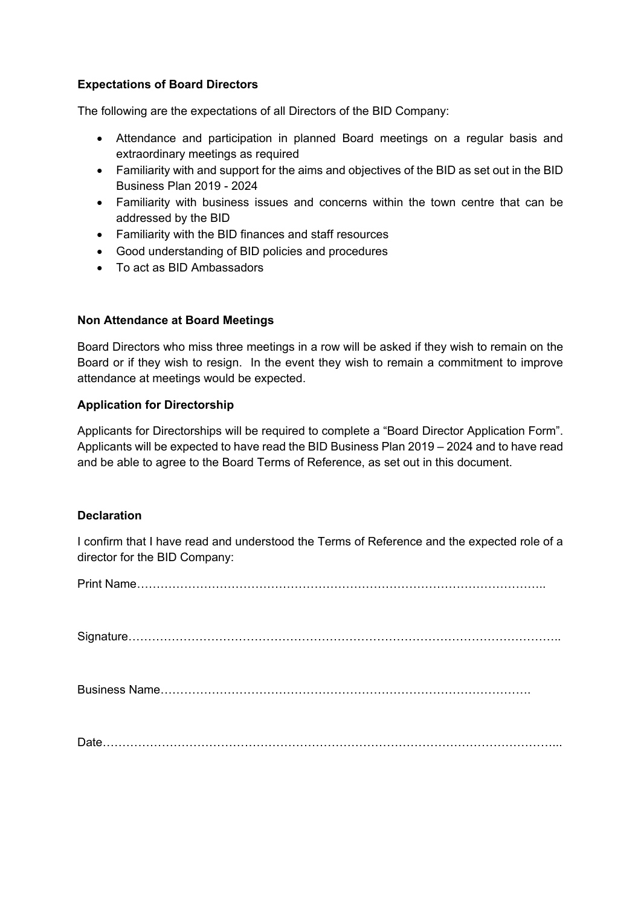**Expectations of Board Directors**

The following are the expectations of all Directors of the BID Company:

- Attendance and participation in planned Board meetings on a regular basis and extraordinary meetings as required
- Familiarity with and support for the aims and objectives of the BID as set out in the BID Business Plan 2019 - 2024
- Familiarity with business issues and concerns within the town centre that can be addressed by the BID
- Familiarity with the BID finances and staff resources
- Good understanding of BID policies and procedures
- To act as BID Ambassadors

**Non Attendance at Board Meetings**

Board Directors who miss three meetings in a row will be asked if they wish to remain on the Board or if they wish to resign. In the event they wish to remain a commitment to improve attendance at meetings would be expected.

**Application for Directorship**

Applicants for Directorships will be required to complete a "Board Director Application Form". Applicants will be expected to have read the BID Business Plan 2019 – 2024 and to have read and be able to agree to the Board Terms of Reference, as set out in this document.

**Declaration**

I confirm that I have read and understood the Terms of Reference and the expected role of a director for the BID Company:

Print Name…………………………………………………………………………………………..

Signature……………………………………………………………………………………………..

Business Name……………………………………………………………………………….

Date…………………………………………………………………………………………………...